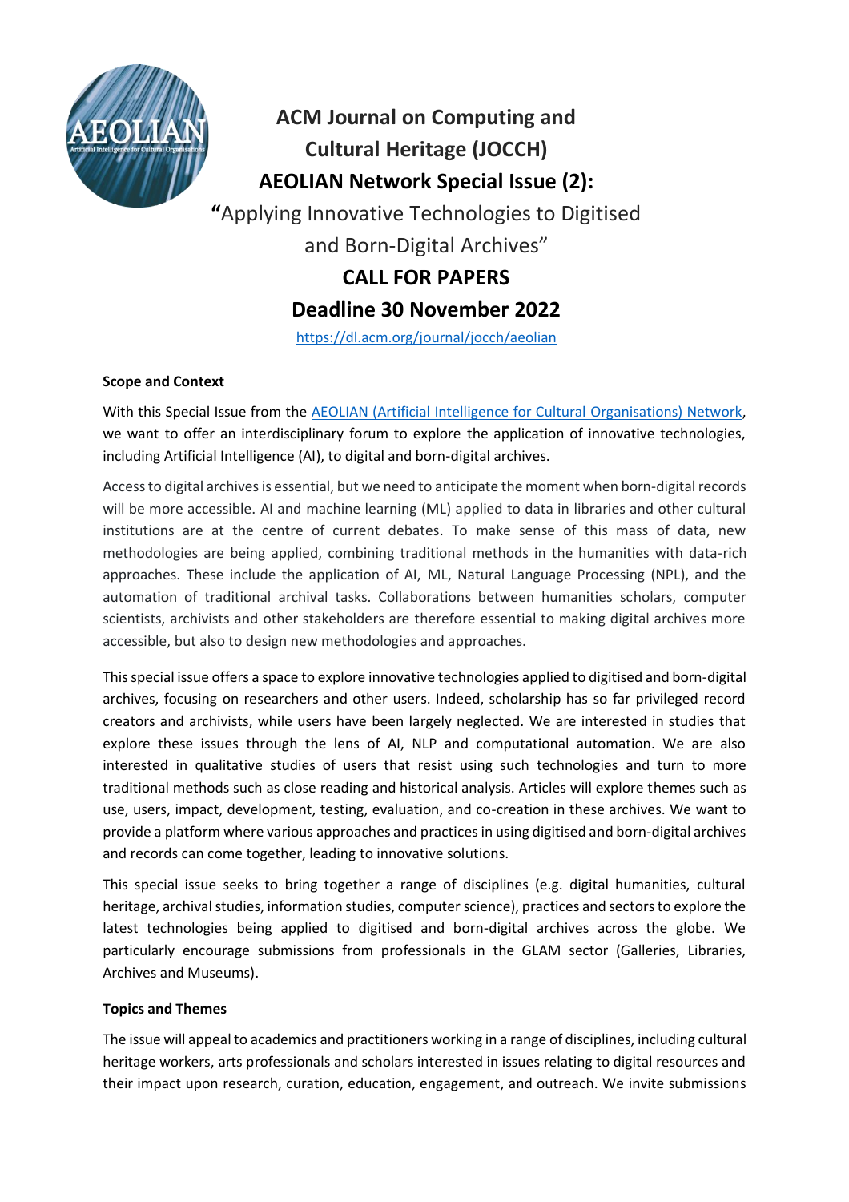# ACM Journal on Computing and Cultural Heritage (JOCCH)

# AEOLIAN Network Special Issue (2):

## "Applying Innovative Technologies to Digitised and Born-Digital Archives"

## CALL FOR PAPERS

## Deadline 30 November 2022

https://dl.acm.org/journal/jocch/aeolian

**Scope and Context**

With this Special Issue from the AEOLIAN (Artificial Intelligence for Cultural Organisations) Network, we want to offer an interdisciplinary forum to explore the application of innovative technologies, including Artificial Intelligence (AI), to digital and born-digital archives.

Access to digital archives is essential, but we need to anticipate the moment when born-digital records will be more accessible. AI and machine learning (ML) applied to data in libraries and other cultural institutions are at the centre of current debates. To make sense of this mass of data, new methodologies are being applied, combining traditional methods in the humanities with data-rich approaches. These include the application of AI, ML, Natural Language Processing (NPL), and the automation of traditional archival tasks. Collaborations between humanities scholars, computer scientists, archivists and other stakeholders are therefore essential to making digital archives more accessible, but also to design new methodologies and approaches.

This special issue offers a space to explore innovative technologies applied to digitised and born-digital archives, focusing on researchers and other users. Indeed, scholarship has so far privileged record creators and archivists, while users have been largely neglected. We are interested in studies that explore these issues through the lens of AI, NLP and computational automation. We are also interested in qualitative studies of users that resist using such technologies and turn to more traditional methods such as close reading and historical analysis. Articles will explore themes such as use, users, impact, development, testing, evaluation, and co-creation in these archives. We want to provide a platform where various approaches and practices in using digitised and born-digital archives and records can come together, leading to innovative solutions.

This special issue seeks to bring together a range of disciplines (e.g. digital humanities, cultural heritage, archival studies, information studies, computer science), practices and sectors to explore the latest technologies being applied to digitised and born-digital archives across the globe. We particularly encourage submissions from professionals in the GLAM sector (Galleries, Libraries, Archives and Museums).

**Topics and Themes**

The issue will appeal to academics and practitioners working in a range of disciplines, including cultural heritage workers, arts professionals and scholars interested in issues relating to digital resources and their impact upon research, curation, education, engagement, and outreach. We invite submissions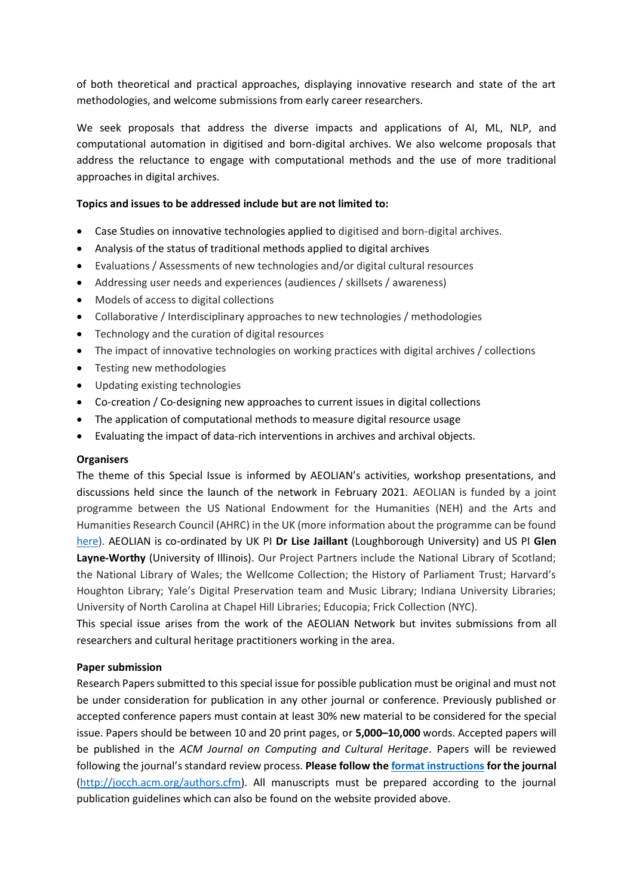of both theoretical and practical approaches, displaying innovative research and state of the art methodologies, and welcome submissions from early career researchers.

We seek proposals that address the diverse impacts and applications of AI, ML, NLP, and computational automation in digitised and born-digital archives. We also welcome proposals that address the reluctance to engage with computational methods and the use of more traditional approaches in digital archives.

**Topics and issues to be addressed include but are not limited to:**

- Case Studies on innovative technologies applied to digitised and born-digital archives.
- Analysis of the status of traditional methods applied to digital archives
- Evaluations / Assessments of new technologies and/or digital cultural resources
- Addressing user needs and experiences (audiences / skillsets / awareness)
- Models of access to digital collections
- Collaborative / Interdisciplinary approaches to new technologies / methodologies
- Technology and the curation of digital resources
- The impact of innovative technologies on working practices with digital archives / collections
- Testing new methodologies
- Updating existing technologies
- Co-creation / Co-designing new approaches to current issues in digital collections
- The application of computational methods to measure digital resource usage
- Evaluating the impact of data-rich interventions in archives and archival objects.

**Organisers**

The theme of this Special Issue is informed by AEOLIAN's activities, workshop presentations, and discussions held since the launch of the network in February 2021. AEOLIAN is funded by a joint programme between the US National Endowment for the Humanities (NEH) and the Arts and Humanities Research Council (AHRC) in the UK (more information about the programme can be found here). AEOLIAN is co-ordinated by UK PI **Dr Lise Jaillant** (Loughborough University) and US PI **Glen Layne-Worthy** (University of Illinois). Our Project Partners include the National Library of Scotland; the National Library of Wales; the Wellcome Collection; the History of Parliament Trust; Harvard's Houghton Library; Yale's Digital Preservation team and Music Library; Indiana University Libraries; University of North Carolina at Chapel Hill Libraries; Educopia; Frick Collection (NYC).

This special issue arises from the work of the AEOLIAN Network but invites submissions from all researchers and cultural heritage practitioners working in the area.

**Paper submission**

Research Papers submitted to this special issue for possible publication must be original and must not be under consideration for publication in any other journal or conference. Previously published or accepted conference papers must contain at least 30% new material to be considered for the special issue. Papers should be between 10 and 20 print pages, or **5,000–10,000** words. Accepted papers will be published in the *ACM Journal on Computing and Cultural Heritage*. Papers will be reviewed following the journal's standard review process. **Please follow the format instructions for the journal** (http://jocch.acm.org/authors.cfm). All manuscripts must be prepared according to the journal publication guidelines which can also be found on the website provided above.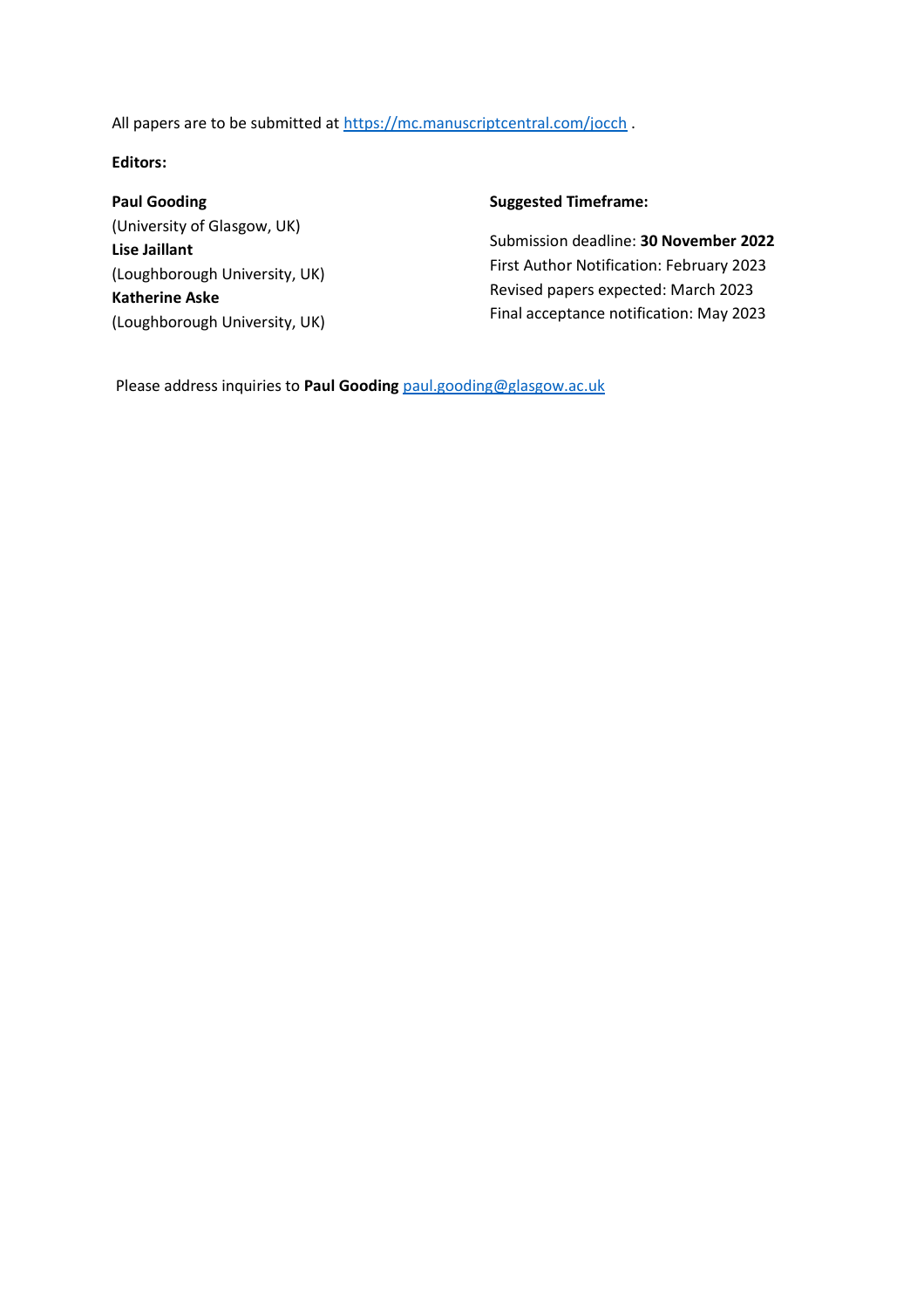All papers are to be submitted at https://mc.manuscriptcentral.com/jocch .

**Editors:**

**Paul Gooding**
(University of Glasgow, UK)
**Lise Jaillant**
(Loughborough University, UK)
**Katherine Aske**
(Loughborough University, UK)

**Suggested Timeframe:**

Submission deadline: **30 November 2022**
First Author Notification: February 2023
Revised papers expected: March 2023
Final acceptance notification: May 2023

Please address inquiries to **Paul Gooding** paul.gooding@glasgow.ac.uk